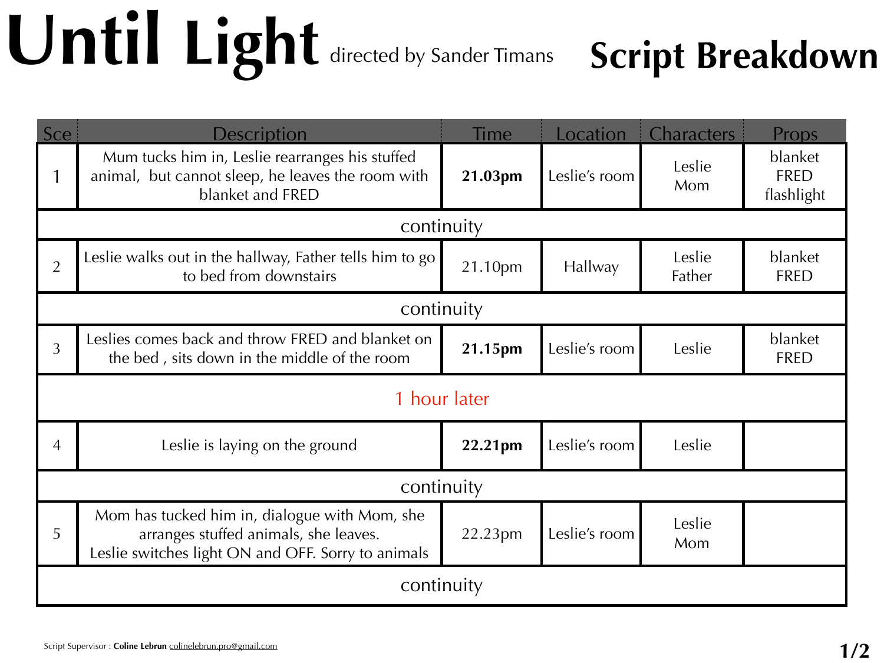# Until Light directed by Sander Timans

## Script Breakdown

| Sce | Description | Time | Location | Characters | Props |
|---|---|---|---|---|---|
| 1 | Mum tucks him in, Leslie rearranges his stuffed animal, but cannot sleep, he leaves the room with blanket and FRED | **21.03pm** | Leslie's room | Leslie Mom | blanket FRED flashlight |
| continuity | | | | | |
| 2 | Leslie walks out in the hallway, Father tells him to go to bed from downstairs | 21.10pm | Hallway | Leslie Father | blanket FRED |
| continuity | | | | | |
| 3 | Leslies comes back and throw FRED and blanket on the bed , sits down in the middle of the room | **21.15pm** | Leslie's room | Leslie | blanket FRED |
| 1 hour later | | | | | |
| 4 | Leslie is laying on the ground | **22.21pm** | Leslie's room | Leslie | |
| continuity | | | | | |
| 5 | Mom has tucked him in, dialogue with Mom, she arranges stuffed animals, she leaves. Leslie switches light ON and OFF. Sorry to animals | 22.23pm | Leslie's room | Leslie Mom | |
| continuity | | | | | |

Script Supervisor : **Coline Lebrun** colinelebrun.pro@gmail.com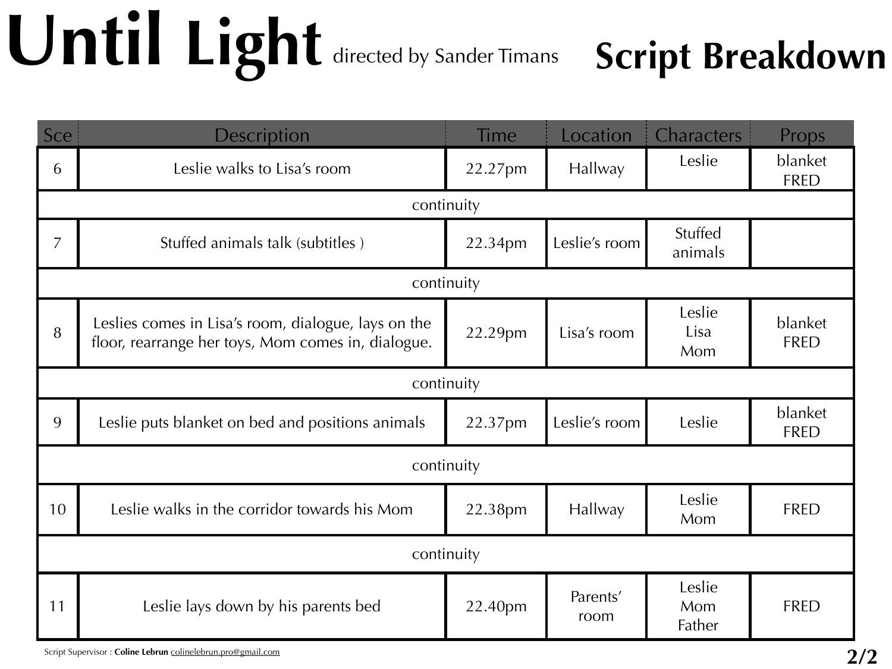# Until Light directed by Sander Timans

# Script Breakdown

| Sce | Description | Time | Location | Characters | Props |
|---|---|---|---|---|---|
| 6 | Leslie walks to Lisa's room | 22.27pm | Hallway | Leslie | blanket FRED |
| continuity | | | | | |
| 7 | Stuffed animals talk (subtitles ) | 22.34pm | Leslie's room | Stuffed animals | |
| continuity | | | | | |
| 8 | Leslies comes in Lisa's room, dialogue, lays on the floor, rearrange her toys, Mom comes in, dialogue. | 22.29pm | Lisa's room | Leslie Lisa Mom | blanket FRED |
| continuity | | | | | |
| 9 | Leslie puts blanket on bed and positions animals | 22.37pm | Leslie's room | Leslie | blanket FRED |
| continuity | | | | | |
| 10 | Leslie walks in the corridor towards his Mom | 22.38pm | Hallway | Leslie Mom | FRED |
| continuity | | | | | |
| 11 | Leslie lays down by his parents bed | 22.40pm | Parents' room | Leslie Mom Father | FRED |

Script Supervisor : **Coline Lebrun** colinelebrun.pro@gmail.com